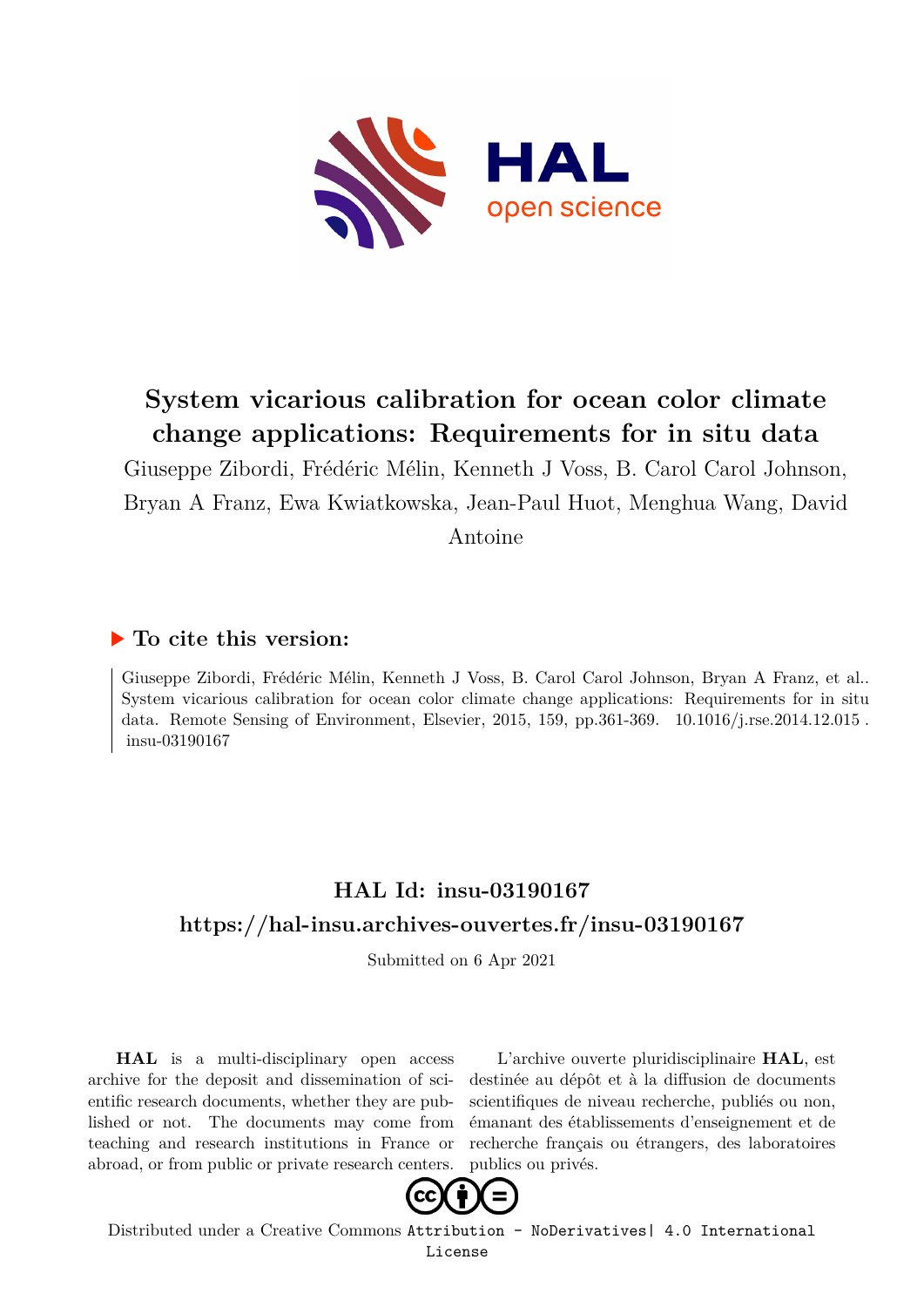# System vicarious calibration for ocean color climate change applications: Requirements for in situ data

Giuseppe Zibordi, Frédéric Mélin, Kenneth J Voss, B. Carol Carol Johnson, Bryan A Franz, Ewa Kwiatkowska, Jean-Paul Huot, Menghua Wang, David Antoine

### ▶ To cite this version:

Giuseppe Zibordi, Frédéric Mélin, Kenneth J Voss, B. Carol Carol Johnson, Bryan A Franz, et al.. System vicarious calibration for ocean color climate change applications: Requirements for in situ data. Remote Sensing of Environment, Elsevier, 2015, 159, pp.361-369. 10.1016/j.rse.2014.12.015 . insu-03190167

## HAL Id: insu-03190167

## https://hal-insu.archives-ouvertes.fr/insu-03190167

Submitted on 6 Apr 2021

**HAL** is a multi-disciplinary open access archive for the deposit and dissemination of scientific research documents, whether they are published or not. The documents may come from teaching and research institutions in France or abroad, or from public or private research centers.

L'archive ouverte pluridisciplinaire **HAL**, est destinée au dépôt et à la diffusion de documents scientifiques de niveau recherche, publiés ou non, émanant des établissements d'enseignement et de recherche français ou étrangers, des laboratoires publics ou privés.

Distributed under a Creative Commons Attribution - NoDerivatives| 4.0 International License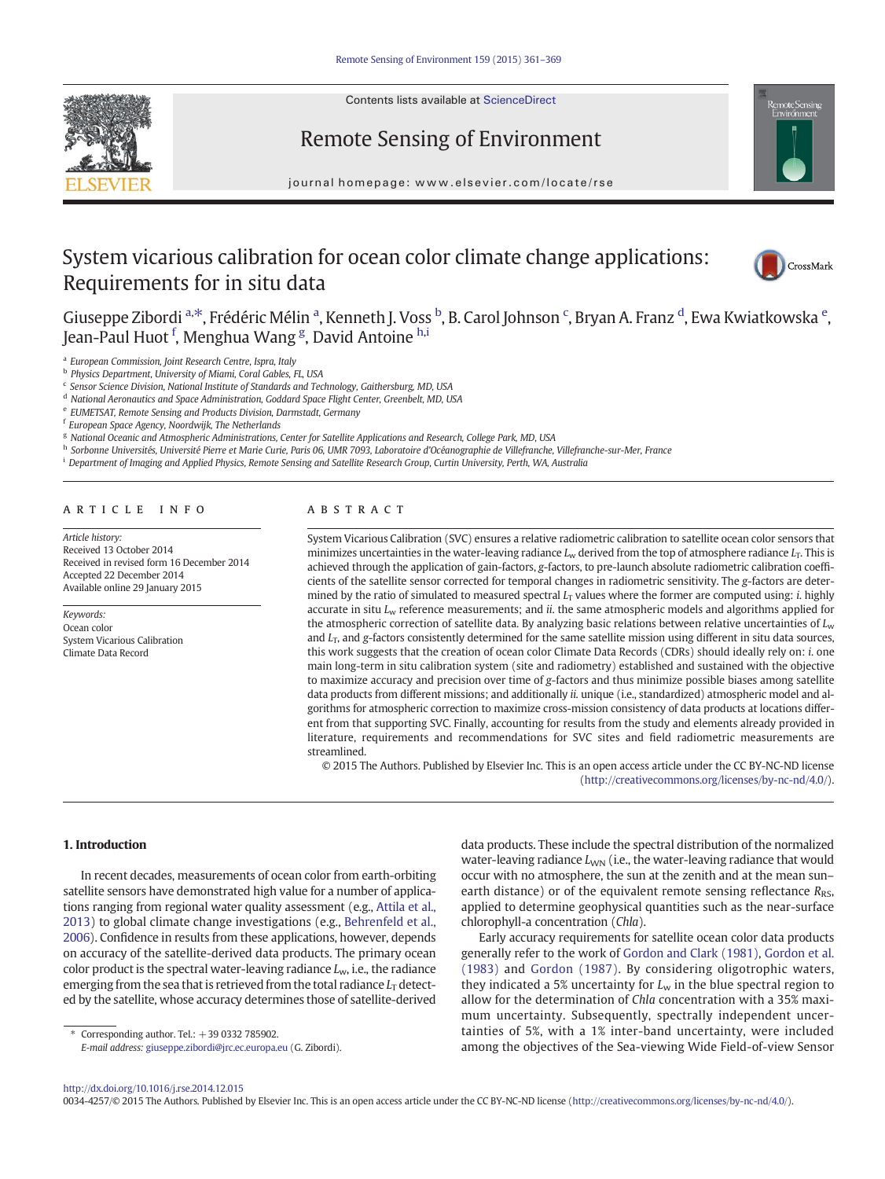# System vicarious calibration for ocean color climate change applications: Requirements for in situ data

Giuseppe Zibordi [a,*], Frédéric Mélin [a], Kenneth J. Voss [b], B. Carol Johnson [c], Bryan A. Franz [d], Ewa Kwiatkowska [e], Jean-Paul Huot [f], Menghua Wang [g], David Antoine [h,i]

[a] European Commission, Joint Research Centre, Ispra, Italy
[b] Physics Department, University of Miami, Coral Gables, FL, USA
[c] Sensor Science Division, National Institute of Standards and Technology, Gaithersburg, MD, USA
[d] National Aeronautics and Space Administration, Goddard Space Flight Center, Greenbelt, MD, USA
[e] EUMETSAT, Remote Sensing and Products Division, Darmstadt, Germany
[f] European Space Agency, Noordwijk, The Netherlands
[g] National Oceanic and Atmospheric Administrations, Center for Satellite Applications and Research, College Park, MD, USA
[h] Sorbonne Universités, Université Pierre et Marie Curie, Paris 06, UMR 7093, Laboratoire d'Océanographie de Villefranche, Villefranche-sur-Mer, France
[i] Department of Imaging and Applied Physics, Remote Sensing and Satellite Research Group, Curtin University, Perth, WA, Australia

**ARTICLE INFO**

*Article history:*
Received 13 October 2014
Received in revised form 16 December 2014
Accepted 22 December 2014
Available online 29 January 2015

*Keywords:*
Ocean color
System Vicarious Calibration
Climate Data Record

**ABSTRACT**

System Vicarious Calibration (SVC) ensures a relative radiometric calibration to satellite ocean color sensors that minimizes uncertainties in the water-leaving radiance $L_w$ derived from the top of atmosphere radiance $L_T$. This is achieved through the application of gain-factors, *g*-factors, to pre-launch absolute radiometric calibration coefficients of the satellite sensor corrected for temporal changes in radiometric sensitivity. The *g*-factors are determined by the ratio of simulated to measured spectral $L_T$ values where the former are computed using: *i.* highly accurate in situ $L_w$ reference measurements; and *ii.* the same atmospheric models and algorithms applied for the atmospheric correction of satellite data. By analyzing basic relations between relative uncertainties of $L_w$ and $L_T$, and *g*-factors consistently determined for the same satellite mission using different in situ data sources, this work suggests that the creation of ocean color Climate Data Records (CDRs) should ideally rely on: *i.* one main long-term in situ calibration system (site and radiometry) established and sustained with the objective to maximize accuracy and precision over time of *g*-factors and thus minimize possible biases among satellite data products from different missions; and additionally *ii.* unique (i.e., standardized) atmospheric model and algorithms for atmospheric correction to maximize cross-mission consistency of data products at locations different from that supporting SVC. Finally, accounting for results from the study and elements already provided in literature, requirements and recommendations for SVC sites and field radiometric measurements are streamlined.

© 2015 The Authors. Published by Elsevier Inc. This is an open access article under the CC BY-NC-ND license (http://creativecommons.org/licenses/by-nc-nd/4.0/).

## 1. Introduction

In recent decades, measurements of ocean color from earth-orbiting satellite sensors have demonstrated high value for a number of applications ranging from regional water quality assessment (e.g., Attila et al., 2013) to global climate change investigations (e.g., Behrenfeld et al., 2006). Confidence in results from these applications, however, depends on accuracy of the satellite-derived data products. The primary ocean color product is the spectral water-leaving radiance $L_w$, i.e., the radiance emerging from the sea that is retrieved from the total radiance $L_T$ detected by the satellite, whose accuracy determines those of satellite-derived data products. These include the spectral distribution of the normalized water-leaving radiance $L_{WN}$ (i.e., the water-leaving radiance that would occur with no atmosphere, the sun at the zenith and at the mean sun–earth distance) or of the equivalent remote sensing reflectance $R_{RS}$, applied to determine geophysical quantities such as the near-surface chlorophyll-a concentration (*Chla*).

Early accuracy requirements for satellite ocean color data products generally refer to the work of Gordon and Clark (1981), Gordon et al. (1983) and Gordon (1987). By considering oligotrophic waters, they indicated a 5% uncertainty for $L_w$ in the blue spectral region to allow for the determination of *Chla* concentration with a 35% maximum uncertainty. Subsequently, spectrally independent uncertainties of 5%, with a 1% inter-band uncertainty, were included among the objectives of the Sea-viewing Wide Field-of-view Sensor

\* Corresponding author. Tel.: +39 0332 785902.
*E-mail address:* giuseppe.zibordi@jrc.ec.europa.eu (G. Zibordi).

http://dx.doi.org/10.1016/j.rse.2014.12.015
0034-4257/© 2015 The Authors. Published by Elsevier Inc. This is an open access article under the CC BY-NC-ND license (http://creativecommons.org/licenses/by-nc-nd/4.0/).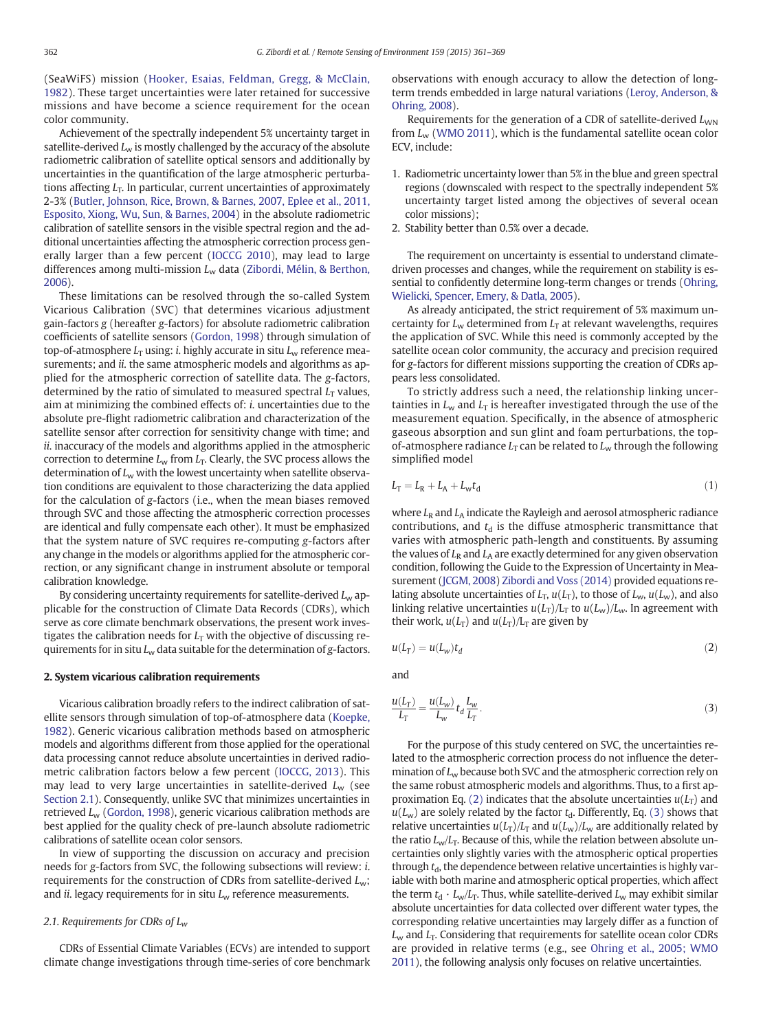(SeaWiFS) mission (Hooker, Esaias, Feldman, Gregg, & McClain, 1982). These target uncertainties were later retained for successive missions and have become a science requirement for the ocean color community.

Achievement of the spectrally independent 5% uncertainty target in satellite-derived $L_w$ is mostly challenged by the accuracy of the absolute radiometric calibration of satellite optical sensors and additionally by uncertainties in the quantification of the large atmospheric perturbations affecting $L_T$. In particular, current uncertainties of approximately 2-3% (Butler, Johnson, Rice, Brown, & Barnes, 2007, Eplee et al., 2011, Esposito, Xiong, Wu, Sun, & Barnes, 2004) in the absolute radiometric calibration of satellite sensors in the visible spectral region and the additional uncertainties affecting the atmospheric correction process generally larger than a few percent (IOCCG 2010), may lead to large differences among multi-mission $L_w$ data (Zibordi, Mélin, & Berthon, 2006).

These limitations can be resolved through the so-called System Vicarious Calibration (SVC) that determines vicarious adjustment gain-factors $g$ (hereafter $g$-factors) for absolute radiometric calibration coefficients of satellite sensors (Gordon, 1998) through simulation of top-of-atmosphere $L_T$ using: *i.* highly accurate in situ $L_w$ reference measurements; and *ii.* the same atmospheric models and algorithms as applied for the atmospheric correction of satellite data. The $g$-factors, determined by the ratio of simulated to measured spectral $L_T$ values, aim at minimizing the combined effects of: *i.* uncertainties due to the absolute pre-flight radiometric calibration and characterization of the satellite sensor after correction for sensitivity change with time; and *ii.* inaccuracy of the models and algorithms applied in the atmospheric correction to determine $L_w$ from $L_T$. Clearly, the SVC process allows the determination of $L_w$ with the lowest uncertainty when satellite observation conditions are equivalent to those characterizing the data applied for the calculation of $g$-factors (i.e., when the mean biases removed through SVC and those affecting the atmospheric correction processes are identical and fully compensate each other). It must be emphasized that the system nature of SVC requires re-computing $g$-factors after any change in the models or algorithms applied for the atmospheric correction, or any significant change in instrument absolute or temporal calibration knowledge.

By considering uncertainty requirements for satellite-derived $L_w$ applicable for the construction of Climate Data Records (CDRs), which serve as core climate benchmark observations, the present work investigates the calibration needs for $L_T$ with the objective of discussing requirements for in situ $L_w$ data suitable for the determination of $g$-factors.

## 2. System vicarious calibration requirements

Vicarious calibration broadly refers to the indirect calibration of satellite sensors through simulation of top-of-atmosphere data (Koepke, 1982). Generic vicarious calibration methods based on atmospheric models and algorithms different from those applied for the operational data processing cannot reduce absolute uncertainties in derived radiometric calibration factors below a few percent (IOCCG, 2013). This may lead to very large uncertainties in satellite-derived $L_w$ (see Section 2.1). Consequently, unlike SVC that minimizes uncertainties in retrieved $L_w$ (Gordon, 1998), generic vicarious calibration methods are best applied for the quality check of pre-launch absolute radiometric calibrations of satellite ocean color sensors.

In view of supporting the discussion on accuracy and precision needs for $g$-factors from SVC, the following subsections will review: *i.* requirements for the construction of CDRs from satellite-derived $L_w$; and *ii.* legacy requirements for in situ $L_w$ reference measurements.

### 2.1. Requirements for CDRs of $L_w$

CDRs of Essential Climate Variables (ECVs) are intended to support climate change investigations through time-series of core benchmark observations with enough accuracy to allow the detection of long-term trends embedded in large natural variations (Leroy, Anderson, & Ohring, 2008).

Requirements for the generation of a CDR of satellite-derived $L_{WN}$ from $L_w$ (WMO 2011), which is the fundamental satellite ocean color ECV, include:

1. Radiometric uncertainty lower than 5% in the blue and green spectral regions (downscaled with respect to the spectrally independent 5% uncertainty target listed among the objectives of several ocean color missions);
2. Stability better than 0.5% over a decade.

The requirement on uncertainty is essential to understand climate-driven processes and changes, while the requirement on stability is essential to confidently determine long-term changes or trends (Ohring, Wielicki, Spencer, Emery, & Datla, 2005).

As already anticipated, the strict requirement of 5% maximum uncertainty for $L_w$ determined from $L_T$ at relevant wavelengths, requires the application of SVC. While this need is commonly accepted by the satellite ocean color community, the accuracy and precision required for $g$-factors for different missions supporting the creation of CDRs appears less consolidated.

To strictly address such a need, the relationship linking uncertainties in $L_w$ and $L_T$ is hereafter investigated through the use of the measurement equation. Specifically, in the absence of atmospheric gaseous absorption and sun glint and foam perturbations, the top-of-atmosphere radiance $L_T$ can be related to $L_w$ through the following simplified model

$$L_T = L_R + L_A + L_w t_d \tag{1}$$

where $L_R$ and $L_A$ indicate the Rayleigh and aerosol atmospheric radiance contributions, and $t_d$ is the diffuse atmospheric transmittance that varies with atmospheric path-length and constituents. By assuming the values of $L_R$ and $L_A$ are exactly determined for any given observation condition, following the Guide to the Expression of Uncertainty in Measurement (JCGM, 2008) Zibordi and Voss (2014) provided equations relating absolute uncertainties of $L_T$, $u(L_T)$, to those of $L_w$, $u(L_w)$, and also linking relative uncertainties $u(L_T)/L_T$ to $u(L_w)/L_w$. In agreement with their work, $u(L_T)$ and $u(L_T)/L_T$ are given by

$$u(L_T) = u(L_w) t_d \tag{2}$$

and

$$\frac{u(L_T)}{L_T} = \frac{u(L_w)}{L_w} t_d \frac{L_w}{L_T}. \tag{3}$$

For the purpose of this study centered on SVC, the uncertainties related to the atmospheric correction process do not influence the determination of $L_w$ because both SVC and the atmospheric correction rely on the same robust atmospheric models and algorithms. Thus, to a first approximation Eq. (2) indicates that the absolute uncertainties $u(L_T)$ and $u(L_w)$ are solely related by the factor $t_d$. Differently, Eq. (3) shows that relative uncertainties $u(L_T)/L_T$ and $u(L_w)/L_w$ are additionally related by the ratio $L_w/L_T$. Because of this, while the relation between absolute uncertainties only slightly varies with the atmospheric optical properties through $t_d$, the dependence between relative uncertainties is highly variable with both marine and atmospheric optical properties, which affect the term $t_d \cdot L_w/L_T$. Thus, while satellite-derived $L_w$ may exhibit similar absolute uncertainties for data collected over different water types, the corresponding relative uncertainties may largely differ as a function of $L_w$ and $L_T$. Considering that requirements for satellite ocean color CDRs are provided in relative terms (e.g., see Ohring et al., 2005; WMO 2011), the following analysis only focuses on relative uncertainties.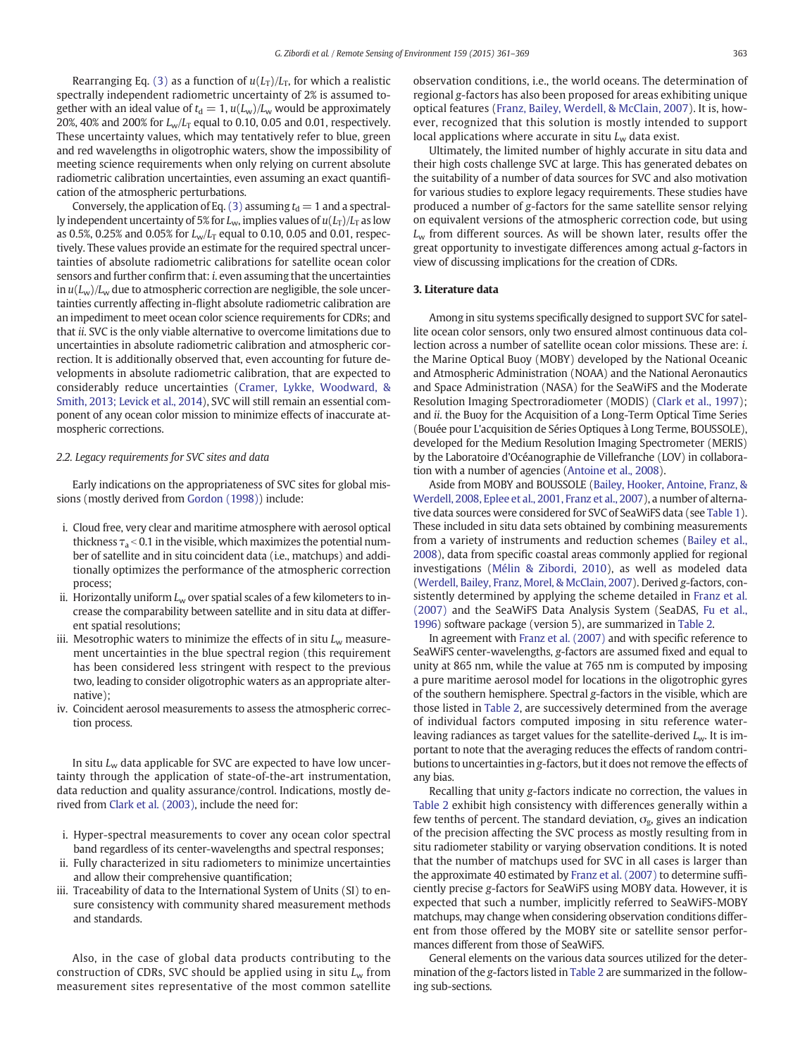Rearranging Eq. (3) as a function of $u(L_T)/L_T$, for which a realistic spectrally independent radiometric uncertainty of 2% is assumed together with an ideal value of $t_d = 1$, $u(L_w)/L_w$ would be approximately 20%, 40% and 200% for $L_w/L_T$ equal to 0.10, 0.05 and 0.01, respectively. These uncertainty values, which may tentatively refer to blue, green and red wavelengths in oligotrophic waters, show the impossibility of meeting science requirements when only relying on current absolute radiometric calibration uncertainties, even assuming an exact quantification of the atmospheric perturbations.

Conversely, the application of Eq. (3) assuming $t_d = 1$ and a spectrally independent uncertainty of 5% for $L_w$, implies values of $u(L_T)/L_T$ as low as 0.5%, 0.25% and 0.05% for $L_w/L_T$ equal to 0.10, 0.05 and 0.01, respectively. These values provide an estimate for the required spectral uncertainties of absolute radiometric calibrations for satellite ocean color sensors and further confirm that: *i.* even assuming that the uncertainties in $u(L_w)/L_w$ due to atmospheric correction are negligible, the sole uncertainties currently affecting in-flight absolute radiometric calibration are an impediment to meet ocean color science requirements for CDRs; and that *ii.* SVC is the only viable alternative to overcome limitations due to uncertainties in absolute radiometric calibration and atmospheric correction. It is additionally observed that, even accounting for future developments in absolute radiometric calibration, that are expected to considerably reduce uncertainties (Cramer, Lykke, Woodward, & Smith, 2013; Levick et al., 2014), SVC will still remain an essential component of any ocean color mission to minimize effects of inaccurate atmospheric corrections.

### 2.2. Legacy requirements for SVC sites and data

Early indications on the appropriateness of SVC sites for global missions (mostly derived from Gordon (1998)) include:

i. Cloud free, very clear and maritime atmosphere with aerosol optical thickness $\tau_a < 0.1$ in the visible, which maximizes the potential number of satellite and in situ coincident data (i.e., matchups) and additionally optimizes the performance of the atmospheric correction process;
ii. Horizontally uniform $L_w$ over spatial scales of a few kilometers to increase the comparability between satellite and in situ data at different spatial resolutions;
iii. Mesotrophic waters to minimize the effects of in situ $L_w$ measurement uncertainties in the blue spectral region (this requirement has been considered less stringent with respect to the previous two, leading to consider oligotrophic waters as an appropriate alternative);
iv. Coincident aerosol measurements to assess the atmospheric correction process.

In situ $L_w$ data applicable for SVC are expected to have low uncertainty through the application of state-of-the-art instrumentation, data reduction and quality assurance/control. Indications, mostly derived from Clark et al. (2003), include the need for:

i. Hyper-spectral measurements to cover any ocean color spectral band regardless of its center-wavelengths and spectral responses;
ii. Fully characterized in situ radiometers to minimize uncertainties and allow their comprehensive quantification;
iii. Traceability of data to the International System of Units (SI) to ensure consistency with community shared measurement methods and standards.

Also, in the case of global data products contributing to the construction of CDRs, SVC should be applied using in situ $L_w$ from measurement sites representative of the most common satellite observation conditions, i.e., the world oceans. The determination of regional *g*-factors has also been proposed for areas exhibiting unique optical features (Franz, Bailey, Werdell, & McClain, 2007). It is, however, recognized that this solution is mostly intended to support local applications where accurate in situ $L_w$ data exist.

Ultimately, the limited number of highly accurate in situ data and their high costs challenge SVC at large. This has generated debates on the suitability of a number of data sources for SVC and also motivation for various studies to explore legacy requirements. These studies have produced a number of *g*-factors for the same satellite sensor relying on equivalent versions of the atmospheric correction code, but using $L_w$ from different sources. As will be shown later, results offer the great opportunity to investigate differences among actual *g*-factors in view of discussing implications for the creation of CDRs.

## 3. Literature data

Among in situ systems specifically designed to support SVC for satellite ocean color sensors, only two ensured almost continuous data collection across a number of satellite ocean color missions. These are: *i.* the Marine Optical Buoy (MOBY) developed by the National Oceanic and Atmospheric Administration (NOAA) and the National Aeronautics and Space Administration (NASA) for the SeaWiFS and the Moderate Resolution Imaging Spectroradiometer (MODIS) (Clark et al., 1997); and *ii.* the Buoy for the Acquisition of a Long-Term Optical Time Series (Bouée pour L'acquisition de Séries Optiques à Long Terme, BOUSSOLE), developed for the Medium Resolution Imaging Spectrometer (MERIS) by the Laboratoire d'Océanographie de Villefranche (LOV) in collaboration with a number of agencies (Antoine et al., 2008).

Aside from MOBY and BOUSSOLE (Bailey, Hooker, Antoine, Franz, & Werdell, 2008, Eplee et al., 2001, Franz et al., 2007), a number of alternative data sources were considered for SVC of SeaWiFS data (see Table 1). These included in situ data sets obtained by combining measurements from a variety of instruments and reduction schemes (Bailey et al., 2008), data from specific coastal areas commonly applied for regional investigations (Mélin & Zibordi, 2010), as well as modeled data (Werdell, Bailey, Franz, Morel, & McClain, 2007). Derived *g*-factors, consistently determined by applying the scheme detailed in Franz et al. (2007) and the SeaWiFS Data Analysis System (SeaDAS, Fu et al., 1996) software package (version 5), are summarized in Table 2.

In agreement with Franz et al. (2007) and with specific reference to SeaWiFS center-wavelengths, *g*-factors are assumed fixed and equal to unity at 865 nm, while the value at 765 nm is computed by imposing a pure maritime aerosol model for locations in the oligotrophic gyres of the southern hemisphere. Spectral *g*-factors in the visible, which are those listed in Table 2, are successively determined from the average of individual factors computed imposing in situ reference water-leaving radiances as target values for the satellite-derived $L_w$. It is important to note that the averaging reduces the effects of random contributions to uncertainties in *g*-factors, but it does not remove the effects of any bias.

Recalling that unity *g*-factors indicate no correction, the values in Table 2 exhibit high consistency with differences generally within a few tenths of percent. The standard deviation, $\sigma_g$, gives an indication of the precision affecting the SVC process as mostly resulting from in situ radiometer stability or varying observation conditions. It is noted that the number of matchups used for SVC in all cases is larger than the approximate 40 estimated by Franz et al. (2007) to determine sufficiently precise *g*-factors for SeaWiFS using MOBY data. However, it is expected that such a number, implicitly referred to SeaWiFS-MOBY matchups, may change when considering observation conditions different from those offered by the MOBY site or satellite sensor performances different from those of SeaWiFS.

General elements on the various data sources utilized for the determination of the *g*-factors listed in Table 2 are summarized in the following sub-sections.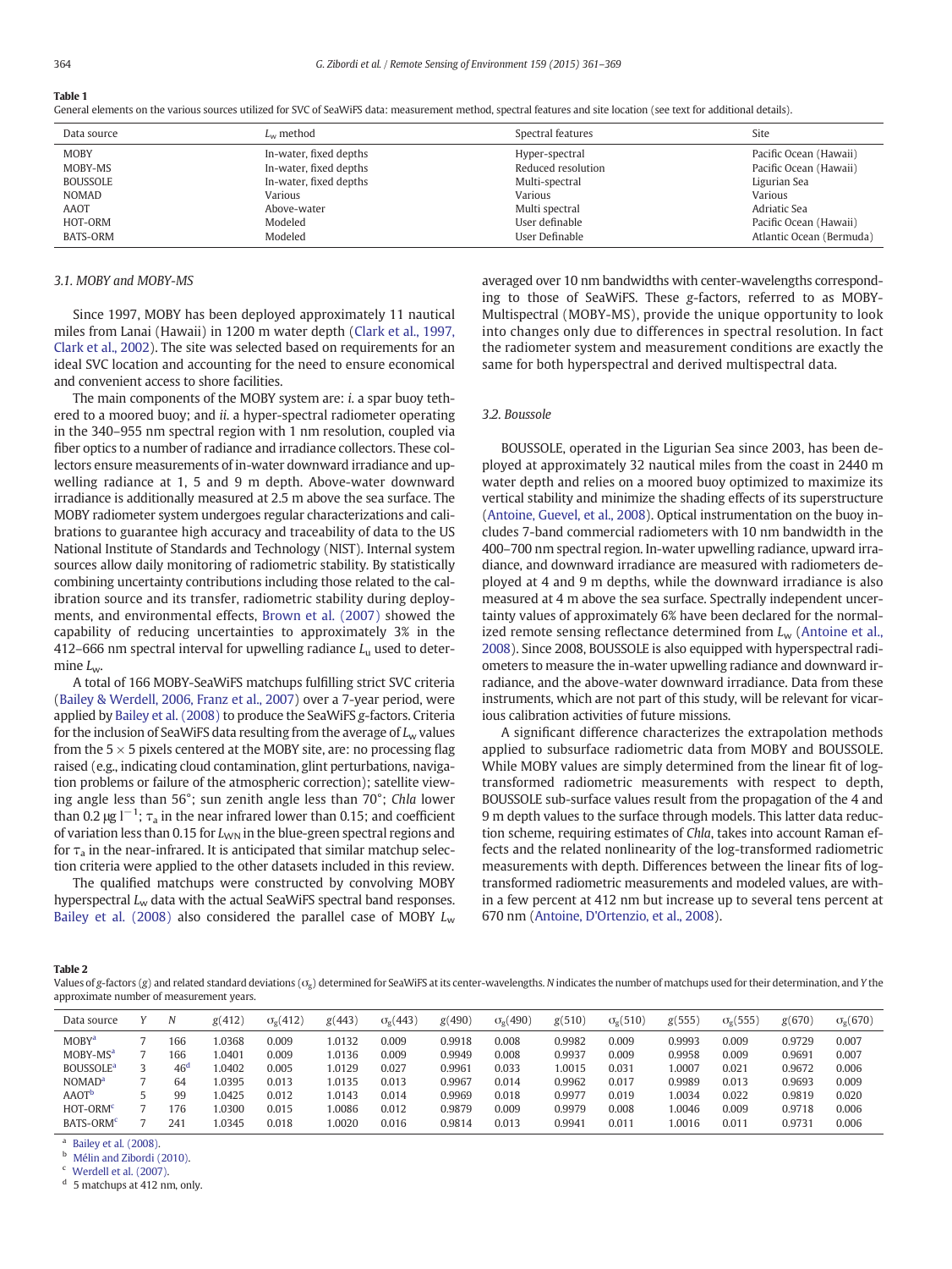**Table 1**
General elements on the various sources utilized for SVC of SeaWiFS data: measurement method, spectral features and site location (see text for additional details).

| Data source | $L_w$ method | Spectral features | Site |
|---|---|---|---|
| MOBY | In-water, fixed depths | Hyper-spectral | Pacific Ocean (Hawaii) |
| MOBY-MS | In-water, fixed depths | Reduced resolution | Pacific Ocean (Hawaii) |
| BOUSSOLE | In-water, fixed depths | Multi-spectral | Ligurian Sea |
| NOMAD | Various | Various | Various |
| AAOT | Above-water | Multi spectral | Adriatic Sea |
| HOT-ORM | Modeled | User definable | Pacific Ocean (Hawaii) |
| BATS-ORM | Modeled | User Definable | Atlantic Ocean (Bermuda) |

### 3.1. MOBY and MOBY-MS

Since 1997, MOBY has been deployed approximately 11 nautical miles from Lanai (Hawaii) in 1200 m water depth (Clark et al., 1997, Clark et al., 2002). The site was selected based on requirements for an ideal SVC location and accounting for the need to ensure economical and convenient access to shore facilities.

The main components of the MOBY system are: *i.* a spar buoy tethered to a moored buoy; and *ii.* a hyper-spectral radiometer operating in the 340–955 nm spectral region with 1 nm resolution, coupled via fiber optics to a number of radiance and irradiance collectors. These collectors ensure measurements of in-water downward irradiance and upwelling radiance at 1, 5 and 9 m depth. Above-water downward irradiance is additionally measured at 2.5 m above the sea surface. The MOBY radiometer system undergoes regular characterizations and calibrations to guarantee high accuracy and traceability of data to the US National Institute of Standards and Technology (NIST). Internal system sources allow daily monitoring of radiometric stability. By statistically combining uncertainty contributions including those related to the calibration source and its transfer, radiometric stability during deployments, and environmental effects, Brown et al. (2007) showed the capability of reducing uncertainties to approximately 3% in the 412–666 nm spectral interval for upwelling radiance $L_u$ used to determine $L_w$.

A total of 166 MOBY-SeaWiFS matchups fulfilling strict SVC criteria (Bailey & Werdell, 2006, Franz et al., 2007) over a 7-year period, were applied by Bailey et al. (2008) to produce the SeaWiFS *g*-factors. Criteria for the inclusion of SeaWiFS data resulting from the average of $L_w$ values from the 5 × 5 pixels centered at the MOBY site, are: no processing flag raised (e.g., indicating cloud contamination, glint perturbations, navigation problems or failure of the atmospheric correction); satellite viewing angle less than 56°; sun zenith angle less than 70°; *Chla* lower than 0.2 μg l$^{-1}$; $\tau_a$ in the near infrared lower than 0.15; and coefficient of variation less than 0.15 for $L_{WN}$ in the blue-green spectral regions and for $\tau_a$ in the near-infrared. It is anticipated that similar matchup selection criteria were applied to the other datasets included in this review.

The qualified matchups were constructed by convolving MOBY hyperspectral $L_w$ data with the actual SeaWiFS spectral band responses. Bailey et al. (2008) also considered the parallel case of MOBY $L_w$ averaged over 10 nm bandwidths with center-wavelengths corresponding to those of SeaWiFS. These *g*-factors, referred to as MOBY-Multispectral (MOBY-MS), provide the unique opportunity to look into changes only due to differences in spectral resolution. In fact the radiometer system and measurement conditions are exactly the same for both hyperspectral and derived multispectral data.

### 3.2. Boussole

BOUSSOLE, operated in the Ligurian Sea since 2003, has been deployed at approximately 32 nautical miles from the coast in 2440 m water depth and relies on a moored buoy optimized to maximize its vertical stability and minimize the shading effects of its superstructure (Antoine, Guevel, et al., 2008). Optical instrumentation on the buoy includes 7-band commercial radiometers with 10 nm bandwidth in the 400–700 nm spectral region. In-water upwelling radiance, upward irradiance, and downward irradiance are measured with radiometers deployed at 4 and 9 m depths, while the downward irradiance is also measured at 4 m above the sea surface. Spectrally independent uncertainty values of approximately 6% have been declared for the normalized remote sensing reflectance determined from $L_w$ (Antoine et al., 2008). Since 2008, BOUSSOLE is also equipped with hyperspectral radiometers to measure the in-water upwelling radiance and downward irradiance, and the above-water downward irradiance. Data from these instruments, which are not part of this study, will be relevant for vicarious calibration activities of future missions.

A significant difference characterizes the extrapolation methods applied to subsurface radiometric data from MOBY and BOUSSOLE. While MOBY values are simply determined from the linear fit of log-transformed radiometric measurements with respect to depth, BOUSSOLE sub-surface values result from the propagation of the 4 and 9 m depth values to the surface through models. This latter data reduction scheme, requiring estimates of *Chla*, takes into account Raman effects and the related nonlinearity of the log-transformed radiometric measurements with depth. Differences between the linear fits of log-transformed radiometric measurements and modeled values, are within a few percent at 412 nm but increase up to several tens percent at 670 nm (Antoine, D'Ortenzio, et al., 2008).

**Table 2**
Values of *g*-factors (*g*) and related standard deviations ($\sigma_g$) determined for SeaWiFS at its center-wavelengths. *N* indicates the number of matchups used for their determination, and *Y* the approximate number of measurement years.

| Data source | *Y* | *N* | *g*(412) | $\sigma_g$(412) | *g*(443) | $\sigma_g$(443) | *g*(490) | $\sigma_g$(490) | *g*(510) | $\sigma_g$(510) | *g*(555) | $\sigma_g$(555) | *g*(670) | $\sigma_g$(670) |
|---|---|---|---|---|---|---|---|---|---|---|---|---|---|---|
| MOBY[a] | 7 | 166 | 1.0368 | 0.009 | 1.0132 | 0.009 | 0.9918 | 0.008 | 0.9982 | 0.009 | 0.9993 | 0.009 | 0.9729 | 0.007 |
| MOBY-MS[a] | 7 | 166 | 1.0401 | 0.009 | 1.0136 | 0.009 | 0.9949 | 0.008 | 0.9937 | 0.009 | 0.9958 | 0.009 | 0.9691 | 0.007 |
| BOUSSOLE[a] | 3 | 46[d] | 1.0402 | 0.005 | 1.0129 | 0.027 | 0.9961 | 0.033 | 1.0015 | 0.031 | 1.0007 | 0.021 | 0.9672 | 0.006 |
| NOMAD[a] | 7 | 64 | 1.0395 | 0.013 | 1.0135 | 0.013 | 0.9967 | 0.014 | 0.9962 | 0.017 | 0.9989 | 0.013 | 0.9693 | 0.009 |
| AAOT[b] | 5 | 99 | 1.0425 | 0.012 | 1.0143 | 0.014 | 0.9969 | 0.018 | 0.9977 | 0.019 | 1.0034 | 0.022 | 0.9819 | 0.020 |
| HOT-ORM[c] | 7 | 176 | 1.0300 | 0.015 | 1.0086 | 0.012 | 0.9879 | 0.009 | 0.9979 | 0.008 | 1.0046 | 0.009 | 0.9718 | 0.006 |
| BATS-ORM[c] | 7 | 241 | 1.0345 | 0.018 | 1.0020 | 0.016 | 0.9814 | 0.013 | 0.9941 | 0.011 | 1.0016 | 0.011 | 0.9731 | 0.006 |

[a] Bailey et al. (2008).
[b] Mélin and Zibordi (2010).
[c] Werdell et al. (2007).
[d] 5 matchups at 412 nm, only.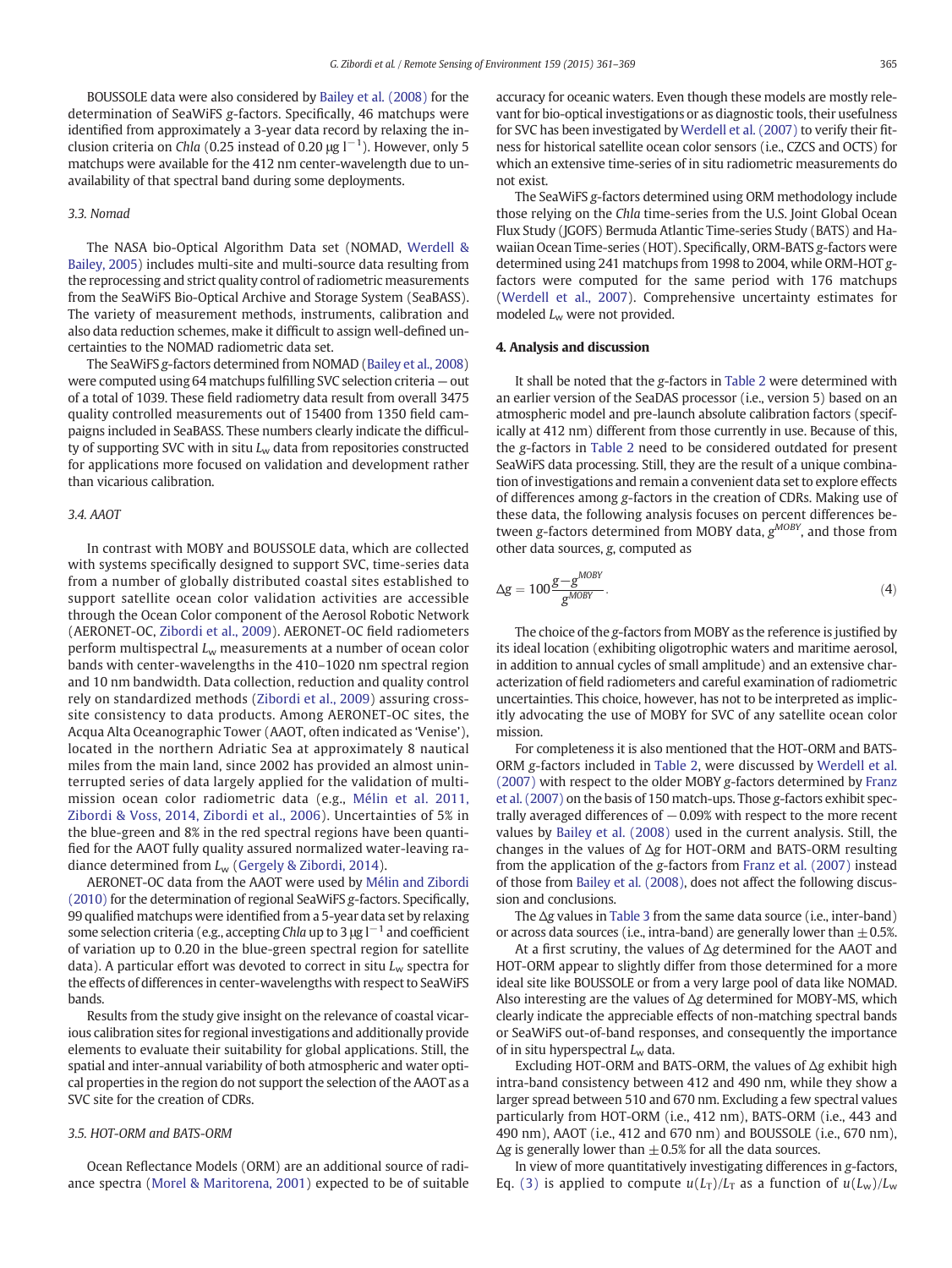BOUSSOLE data were also considered by Bailey et al. (2008) for the determination of SeaWiFS *g*-factors. Specifically, 46 matchups were identified from approximately a 3-year data record by relaxing the inclusion criteria on *Chla* (0.25 instead of 0.20 $\mu g\ l^{-1}$). However, only 5 matchups were available for the 412 nm center-wavelength due to unavailability of that spectral band during some deployments.

### 3.3. Nomad

The NASA bio-Optical Algorithm Data set (NOMAD, Werdell & Bailey, 2005) includes multi-site and multi-source data resulting from the reprocessing and strict quality control of radiometric measurements from the SeaWiFS Bio-Optical Archive and Storage System (SeaBASS). The variety of measurement methods, instruments, calibration and also data reduction schemes, make it difficult to assign well-defined uncertainties to the NOMAD radiometric data set.

The SeaWiFS *g*-factors determined from NOMAD (Bailey et al., 2008) were computed using 64 matchups fulfilling SVC selection criteria — out of a total of 1039. These field radiometry data result from overall 3475 quality controlled measurements out of 15400 from 1350 field campaigns included in SeaBASS. These numbers clearly indicate the difficulty of supporting SVC with in situ $L_w$ data from repositories constructed for applications more focused on validation and development rather than vicarious calibration.

### 3.4. AAOT

In contrast with MOBY and BOUSSOLE data, which are collected with systems specifically designed to support SVC, time-series data from a number of globally distributed coastal sites established to support satellite ocean color validation activities are accessible through the Ocean Color component of the Aerosol Robotic Network (AERONET-OC, Zibordi et al., 2009). AERONET-OC field radiometers perform multispectral $L_w$ measurements at a number of ocean color bands with center-wavelengths in the 410–1020 nm spectral region and 10 nm bandwidth. Data collection, reduction and quality control rely on standardized methods (Zibordi et al., 2009) assuring cross-site consistency to data products. Among AERONET-OC sites, the Acqua Alta Oceanographic Tower (AAOT, often indicated as 'Venise'), located in the northern Adriatic Sea at approximately 8 nautical miles from the main land, since 2002 has provided an almost uninterrupted series of data largely applied for the validation of multi-mission ocean color radiometric data (e.g., Mélin et al. 2011, Zibordi & Voss, 2014, Zibordi et al., 2006). Uncertainties of 5% in the blue-green and 8% in the red spectral regions have been quantified for the AAOT fully quality assured normalized water-leaving radiance determined from $L_w$ (Gergely & Zibordi, 2014).

AERONET-OC data from the AAOT were used by Mélin and Zibordi (2010) for the determination of regional SeaWiFS *g*-factors. Specifically, 99 qualified matchups were identified from a 5-year data set by relaxing some selection criteria (e.g., accepting *Chla* up to 3 $\mu g\ l^{-1}$ and coefficient of variation up to 0.20 in the blue-green spectral region for satellite data). A particular effort was devoted to correct in situ $L_w$ spectra for the effects of differences in center-wavelengths with respect to SeaWiFS bands.

Results from the study give insight on the relevance of coastal vicarious calibration sites for regional investigations and additionally provide elements to evaluate their suitability for global applications. Still, the spatial and inter-annual variability of both atmospheric and water optical properties in the region do not support the selection of the AAOT as a SVC site for the creation of CDRs.

### 3.5. HOT-ORM and BATS-ORM

Ocean Reflectance Models (ORM) are an additional source of radiance spectra (Morel & Maritorena, 2001) expected to be of suitable accuracy for oceanic waters. Even though these models are mostly relevant for bio-optical investigations or as diagnostic tools, their usefulness for SVC has been investigated by Werdell et al. (2007) to verify their fitness for historical satellite ocean color sensors (i.e., CZCS and OCTS) for which an extensive time-series of in situ radiometric measurements do not exist.

The SeaWiFS *g*-factors determined using ORM methodology include those relying on the *Chla* time-series from the U.S. Joint Global Ocean Flux Study (JGOFS) Bermuda Atlantic Time-series Study (BATS) and Hawaiian Ocean Time-series (HOT). Specifically, ORM-BATS *g*-factors were determined using 241 matchups from 1998 to 2004, while ORM-HOT *g*-factors were computed for the same period with 176 matchups (Werdell et al., 2007). Comprehensive uncertainty estimates for modeled $L_w$ were not provided.

## 4. Analysis and discussion

It shall be noted that the *g*-factors in Table 2 were determined with an earlier version of the SeaDAS processor (i.e., version 5) based on an atmospheric model and pre-launch absolute calibration factors (specifically at 412 nm) different from those currently in use. Because of this, the *g*-factors in Table 2 need to be considered outdated for present SeaWiFS data processing. Still, they are the result of a unique combination of investigations and remain a convenient data set to explore effects of differences among *g*-factors in the creation of CDRs. Making use of these data, the following analysis focuses on percent differences between *g*-factors determined from MOBY data, $g^{MOBY}$, and those from other data sources, *g*, computed as

$$\Delta g = 100\frac{g - g^{MOBY}}{g^{MOBY}}. \tag{4}$$

The choice of the *g*-factors from MOBY as the reference is justified by its ideal location (exhibiting oligotrophic waters and maritime aerosol, in addition to annual cycles of small amplitude) and an extensive characterization of field radiometers and careful examination of radiometric uncertainties. This choice, however, has not to be interpreted as implicitly advocating the use of MOBY for SVC of any satellite ocean color mission.

For completeness it is also mentioned that the HOT-ORM and BATS-ORM *g*-factors included in Table 2, were discussed by Werdell et al. (2007) with respect to the older MOBY *g*-factors determined by Franz et al. (2007) on the basis of 150 match-ups. Those *g*-factors exhibit spectrally averaged differences of −0.09% with respect to the more recent values by Bailey et al. (2008) used in the current analysis. Still, the changes in the values of $\Delta g$ for HOT-ORM and BATS-ORM resulting from the application of the *g*-factors from Franz et al. (2007) instead of those from Bailey et al. (2008), does not affect the following discussion and conclusions.

The $\Delta g$ values in Table 3 from the same data source (i.e., inter-band) or across data sources (i.e., intra-band) are generally lower than ±0.5%.

At a first scrutiny, the values of $\Delta g$ determined for the AAOT and HOT-ORM appear to slightly differ from those determined for a more ideal site like BOUSSOLE or from a very large pool of data like NOMAD. Also interesting are the values of $\Delta g$ determined for MOBY-MS, which clearly indicate the appreciable effects of non-matching spectral bands or SeaWiFS out-of-band responses, and consequently the importance of in situ hyperspectral $L_w$ data.

Excluding HOT-ORM and BATS-ORM, the values of $\Delta g$ exhibit high intra-band consistency between 412 and 490 nm, while they show a larger spread between 510 and 670 nm. Excluding a few spectral values particularly from HOT-ORM (i.e., 412 nm), BATS-ORM (i.e., 443 and 490 nm), AAOT (i.e., 412 and 670 nm) and BOUSSOLE (i.e., 670 nm), $\Delta g$ is generally lower than ±0.5% for all the data sources.

In view of more quantitatively investigating differences in *g*-factors, Eq. (3) is applied to compute $u(L_T)/L_T$ as a function of $u(L_w)/L_w$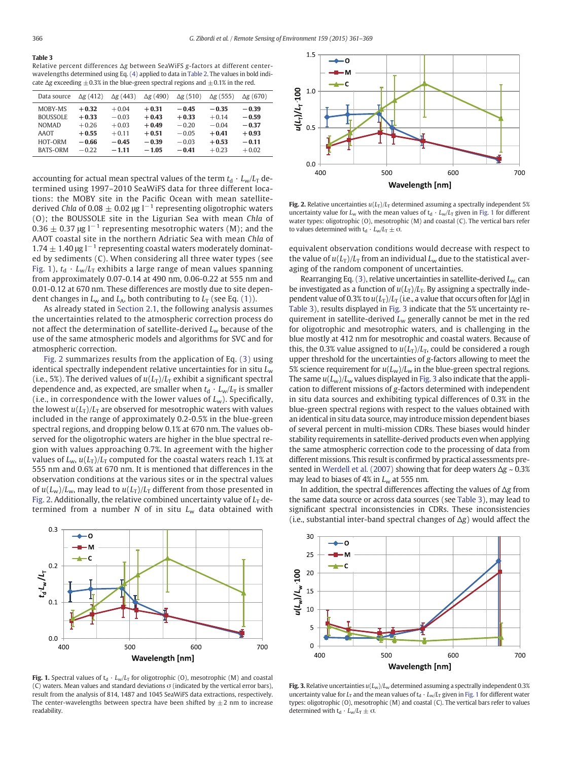**Table 3**
Relative percent differences Δg between SeaWiFS g-factors at different center-wavelengths determined using Eq. (4) applied to data in Table 2. The values in bold indicate Δg exceeding ±0.3% in the blue-green spectral regions and ±0.1% in the red.

| Data source | Δg (412) | Δg (443) | Δg (490) | Δg (510) | Δg (555) | Δg (670) |
|---|---|---|---|---|---|---|
| MOBY-MS | **+0.32** | +0.04 | **+0.31** | **−0.45** | **−0.35** | **−0.39** |
| BOUSSOLE | **+0.33** | −0.03 | **+0.43** | **+0.33** | +0.14 | **−0.59** |
| NOMAD | +0.26 | +0.03 | **+0.49** | −0.20 | −0.04 | **−0.37** |
| AAOT | **+0.55** | +0.11 | **+0.51** | −0.05 | **+0.41** | **+0.93** |
| HOT-ORM | **−0.66** | **−0.45** | **−0.39** | −0.03 | **+0.53** | **−0.11** |
| BATS-ORM | −0.22 | **−1.11** | **−1.05** | **−0.41** | +0.23 | +0.02 |

accounting for actual mean spectral values of the term $t_d \cdot L_w/L_T$ determined using 1997–2010 SeaWiFS data for three different locations: the MOBY site in the Pacific Ocean with mean satellite-derived *Chla* of 0.08 ± 0.02 μg l$^{-1}$ representing oligotrophic waters (O); the BOUSSOLE site in the Ligurian Sea with mean *Chla* of 0.36 ± 0.37 μg l$^{-1}$ representing mesotrophic waters (M); and the AAOT coastal site in the northern Adriatic Sea with mean *Chla* of 1.74 ± 1.40 μg l$^{-1}$ representing coastal waters moderately dominated by sediments (C). When considering all three water types (see Fig. 1), $t_d \cdot L_w/L_T$ exhibits a large range of mean values spanning from approximately 0.07-0.14 at 490 nm, 0.06-0.22 at 555 nm and 0.01-0.12 at 670 nm. These differences are mostly due to site dependent changes in $L_w$ and $L_A$, both contributing to $L_T$ (see Eq. (1)).

As already stated in Section 2.1, the following analysis assumes the uncertainties related to the atmospheric correction process do not affect the determination of satellite-derived $L_w$ because of the use of the same atmospheric models and algorithms for SVC and for atmospheric correction.

Fig. 2 summarizes results from the application of Eq. (3) using identical spectrally independent relative uncertainties for in situ $L_w$ (i.e., 5%). The derived values of $u(L_T)/L_T$ exhibit a significant spectral dependence and, as expected, are smaller when $t_d \cdot L_w/L_T$ is smaller (i.e., in correspondence with the lower values of $L_w$). Specifically, the lowest $u(L_T)/L_T$ are observed for mesotrophic waters with values included in the range of approximately 0.2-0.5% in the blue-green spectral regions, and dropping below 0.1% at 670 nm. The values observed for the oligotrophic waters are higher in the blue spectral region with values approaching 0.7%. In agreement with the higher values of $L_w$, $u(L_T)/L_T$ computed for the coastal waters reach 1.1% at 555 nm and 0.6% at 670 nm. It is mentioned that differences in the observation conditions at the various sites or in the spectral values of $u(L_w)/L_w$, may lead to $u(L_T)/L_T$ different from those presented in Fig. 2. Additionally, the relative combined uncertainty value of $L_T$ determined from a number $N$ of in situ $L_w$ data obtained with equivalent observation conditions would decrease with respect to the value of $u(L_T)/L_T$ from an individual $L_w$ due to the statistical averaging of the random component of uncertainties.

Fig. 1. Spectral values of $t_d \cdot L_w/L_T$ for oligotrophic (O), mesotrophic (M) and coastal (C) waters. Mean values and standard deviations σ (indicated by the vertical error bars), result from the analysis of 814, 1487 and 1045 SeaWiFS data extractions, respectively. The center-wavelengths between spectra have been shifted by ±2 nm to increase readability.

Fig. 2. Relative uncertainties $u(L_T)/L_T$ determined assuming a spectrally independent 5% uncertainty value for $L_w$ with the mean values of $t_d \cdot L_w/L_T$ given in Fig. 1 for different water types: oligotrophic (O), mesotrophic (M) and coastal (C). The vertical bars refer to values determined with $t_d \cdot L_w/L_T \pm \sigma$.

Rearranging Eq. (3), relative uncertainties in satellite-derived $L_w$ can be investigated as a function of $u(L_T)/L_T$. By assigning a spectrally independent value of 0.3% to $u(L_T)/L_T$ (i.e., a value that occurs often for |Δg| in Table 3), results displayed in Fig. 3 indicate that the 5% uncertainty requirement in satellite-derived $L_w$ generally cannot be met in the red for oligotrophic and mesotrophic waters, and is challenging in the blue mostly at 412 nm for mesotrophic and coastal waters. Because of this, the 0.3% value assigned to $u(L_T)/L_T$, could be considered a rough upper threshold for the uncertainties of g-factors allowing to meet the 5% science requirement for $u(L_w)/L_w$ in the blue-green spectral regions. The same $u(L_w)/L_w$ values displayed in Fig. 3 also indicate that the application to different missions of g-factors determined with independent in situ data sources and exhibiting typical differences of 0.3% in the blue-green spectral regions with respect to the values obtained with an identical in situ data source, may introduce mission dependent biases of several percent in multi-mission CDRs. These biases would hinder stability requirements in satellite-derived products even when applying the same atmospheric correction code to the processing of data from different missions. This result is confirmed by practical assessments presented in Werdell et al. (2007) showing that for deep waters Δg ~ 0.3% may lead to biases of 4% in $L_w$ at 555 nm.

In addition, the spectral differences affecting the values of Δg from the same data source or across data sources (see Table 3), may lead to significant spectral inconsistencies in CDRs. These inconsistencies (i.e., substantial inter-band spectral changes of Δg) would affect the

Fig. 3. Relative uncertainties $u(L_w)/L_w$ determined assuming a spectrally independent 0.3% uncertainty value for $L_T$ and the mean values of $t_d \cdot L_w/L_T$ given in Fig. 1 for different water types: oligotrophic (O), mesotrophic (M) and coastal (C). The vertical bars refer to values determined with $t_d \cdot L_w/L_T \pm \sigma$.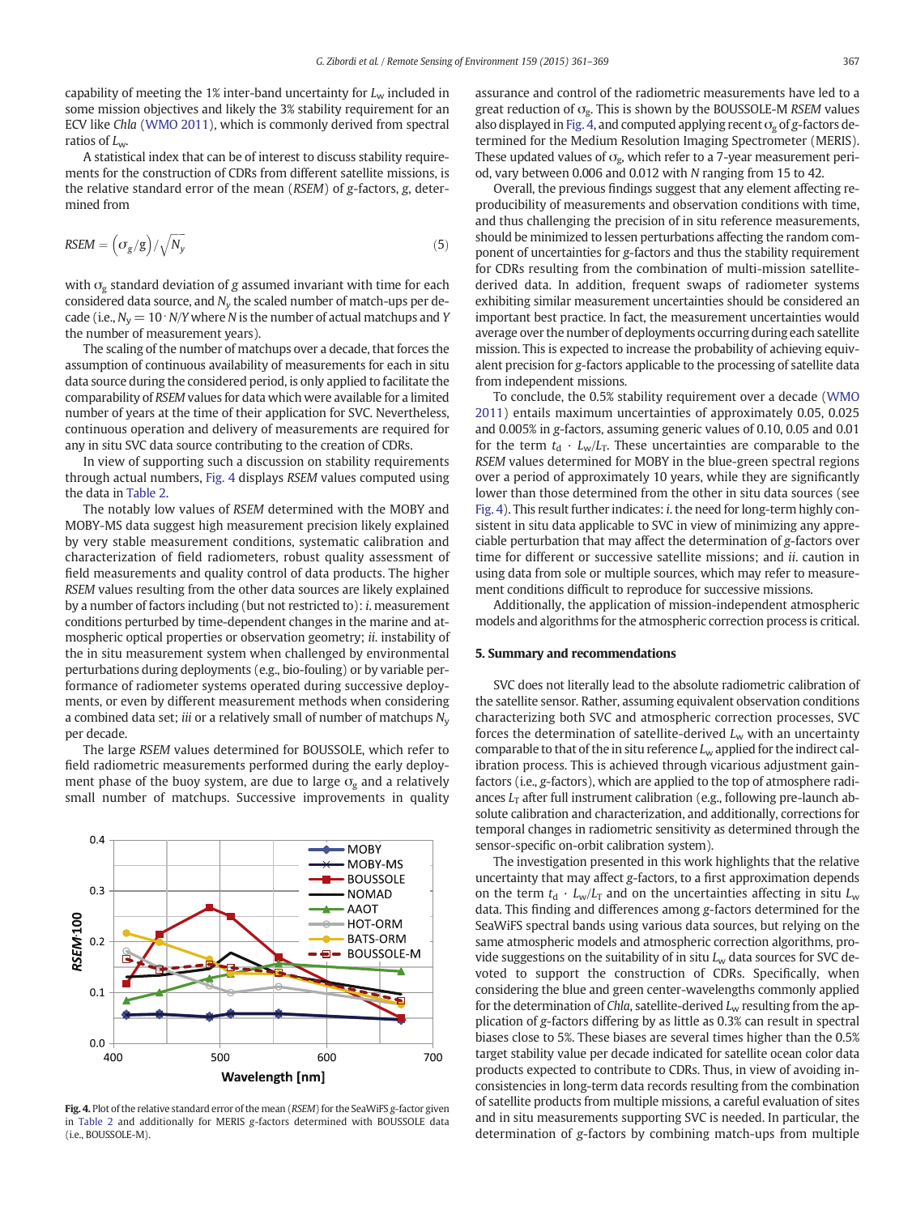capability of meeting the 1% inter-band uncertainty for $L_w$ included in some mission objectives and likely the 3% stability requirement for an ECV like *Chla* (WMO 2011), which is commonly derived from spectral ratios of $L_w$.

A statistical index that can be of interest to discuss stability requirements for the construction of CDRs from different satellite missions, is the relative standard error of the mean (*RSEM*) of g-factors, g, determined from

$$RSEM = \left(\sigma_g / g\right) / \sqrt{N_y} \tag{5}$$

with $\sigma_g$ standard deviation of $g$ assumed invariant with time for each considered data source, and $N_y$ the scaled number of match-ups per decade (i.e., $N_y = 10 \cdot N/Y$ where $N$ is the number of actual matchups and $Y$ the number of measurement years).

The scaling of the number of matchups over a decade, that forces the assumption of continuous availability of measurements for each in situ data source during the considered period, is only applied to facilitate the comparability of *RSEM* values for data which were available for a limited number of years at the time of their application for SVC. Nevertheless, continuous operation and delivery of measurements are required for any in situ SVC data source contributing to the creation of CDRs.

In view of supporting such a discussion on stability requirements through actual numbers, Fig. 4 displays *RSEM* values computed using the data in Table 2.

The notably low values of *RSEM* determined with the MOBY and MOBY-MS data suggest high measurement precision likely explained by very stable measurement conditions, systematic calibration and characterization of field radiometers, robust quality assessment of field measurements and quality control of data products. The higher *RSEM* values resulting from the other data sources are likely explained by a number of factors including (but not restricted to): *i.* measurement conditions perturbed by time-dependent changes in the marine and atmospheric optical properties or observation geometry; *ii.* instability of the in situ measurement system when challenged by environmental perturbations during deployments (e.g., bio-fouling) or by variable performance of radiometer systems operated during successive deployments, or even by different measurement methods when considering a combined data set; *iii* or a relatively small of number of matchups $N_y$ per decade.

The large *RSEM* values determined for BOUSSOLE, which refer to field radiometric measurements performed during the early deployment phase of the buoy system, are due to large $\sigma_g$ and a relatively small number of matchups. Successive improvements in quality assurance and control of the radiometric measurements have led to a great reduction of $\sigma_g$. This is shown by the BOUSSOLE-M *RSEM* values also displayed in Fig. 4, and computed applying recent $\sigma_g$ of g-factors determined for the Medium Resolution Imaging Spectrometer (MERIS). These updated values of $\sigma_g$, which refer to a 7-year measurement period, vary between 0.006 and 0.012 with $N$ ranging from 15 to 42.

**Fig. 4.** Plot of the relative standard error of the mean (*RSEM*) for the SeaWiFS g-factor given in Table 2 and additionally for MERIS g-factors determined with BOUSSOLE data (i.e., BOUSSOLE-M).

Overall, the previous findings suggest that any element affecting reproducibility of measurements and observation conditions with time, and thus challenging the precision of in situ reference measurements, should be minimized to lessen perturbations affecting the random component of uncertainties for g-factors and thus the stability requirement for CDRs resulting from the combination of multi-mission satellite-derived data. In addition, frequent swaps of radiometer systems exhibiting similar measurement uncertainties should be considered an important best practice. In fact, the measurement uncertainties would average over the number of deployments occurring during each satellite mission. This is expected to increase the probability of achieving equivalent precision for g-factors applicable to the processing of satellite data from independent missions.

To conclude, the 0.5% stability requirement over a decade (WMO 2011) entails maximum uncertainties of approximately 0.05, 0.025 and 0.005% in g-factors, assuming generic values of 0.10, 0.05 and 0.01 for the term $t_d \cdot L_w/L_T$. These uncertainties are comparable to the *RSEM* values determined for MOBY in the blue-green spectral regions over a period of approximately 10 years, while they are significantly lower than those determined from the other in situ data sources (see Fig. 4). This result further indicates: *i.* the need for long-term highly consistent in situ data applicable to SVC in view of minimizing any appreciable perturbation that may affect the determination of g-factors over time for different or successive satellite missions; and *ii.* caution in using data from sole or multiple sources, which may refer to measurement conditions difficult to reproduce for successive missions.

Additionally, the application of mission-independent atmospheric models and algorithms for the atmospheric correction process is critical.

## 5. Summary and recommendations

SVC does not literally lead to the absolute radiometric calibration of the satellite sensor. Rather, assuming equivalent observation conditions characterizing both SVC and atmospheric correction processes, SVC forces the determination of satellite-derived $L_w$ with an uncertainty comparable to that of the in situ reference $L_w$ applied for the indirect calibration process. This is achieved through vicarious adjustment gain-factors (i.e., g-factors), which are applied to the top of atmosphere radiances $L_T$ after full instrument calibration (e.g., following pre-launch absolute calibration and characterization, and additionally, corrections for temporal changes in radiometric sensitivity as determined through the sensor-specific on-orbit calibration system).

The investigation presented in this work highlights that the relative uncertainty that may affect g-factors, to a first approximation depends on the term $t_d \cdot L_w/L_T$ and on the uncertainties affecting in situ $L_w$ data. This finding and differences among g-factors determined for the SeaWiFS spectral bands using various data sources, but relying on the same atmospheric models and atmospheric correction algorithms, provide suggestions on the suitability of in situ $L_w$ data sources for SVC devoted to support the construction of CDRs. Specifically, when considering the blue and green center-wavelengths commonly applied for the determination of *Chla*, satellite-derived $L_w$ resulting from the application of g-factors differing by as little as 0.3% can result in spectral biases close to 5%. These biases are several times higher than the 0.5% target stability value per decade indicated for satellite ocean color data products expected to contribute to CDRs. Thus, in view of avoiding inconsistencies in long-term data records resulting from the combination of satellite products from multiple missions, a careful evaluation of sites and in situ measurements supporting SVC is needed. In particular, the determination of g-factors by combining match-ups from multiple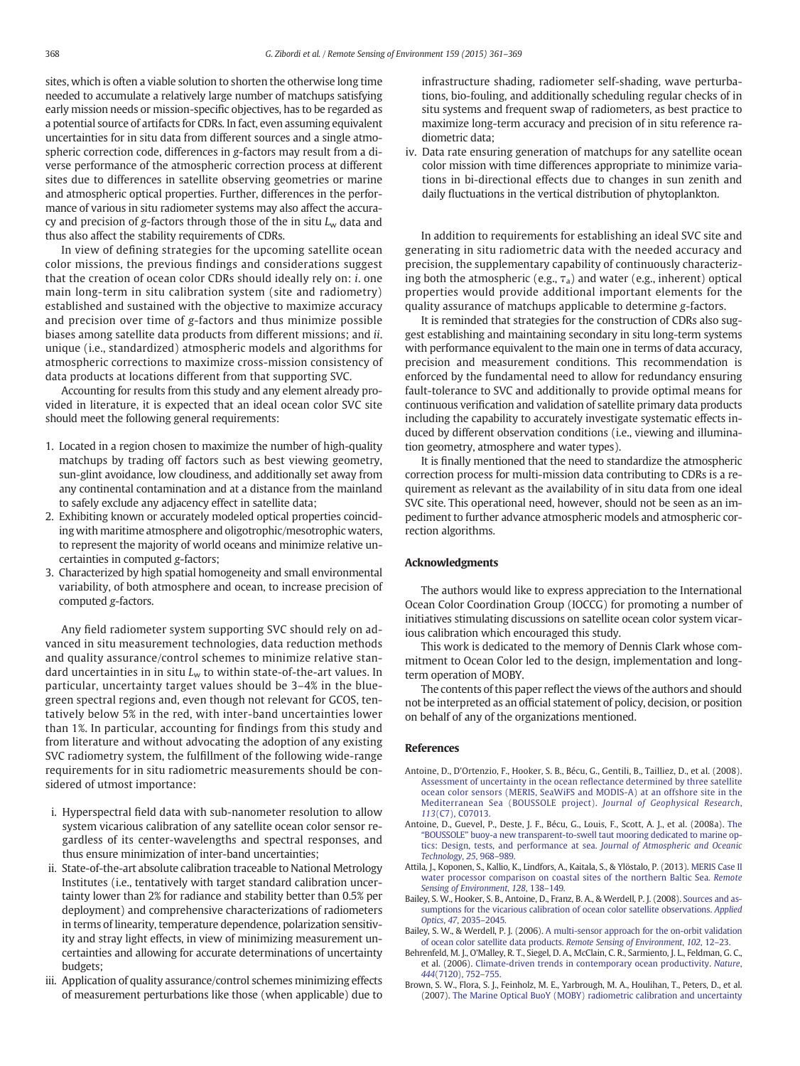sites, which is often a viable solution to shorten the otherwise long time needed to accumulate a relatively large number of matchups satisfying early mission needs or mission-specific objectives, has to be regarded as a potential source of artifacts for CDRs. In fact, even assuming equivalent uncertainties for in situ data from different sources and a single atmospheric correction code, differences in *g*-factors may result from a diverse performance of the atmospheric correction process at different sites due to differences in satellite observing geometries or marine and atmospheric optical properties. Further, differences in the performance of various in situ radiometer systems may also affect the accuracy and precision of *g*-factors through those of the in situ $L_w$ data and thus also affect the stability requirements of CDRs.

In view of defining strategies for the upcoming satellite ocean color missions, the previous findings and considerations suggest that the creation of ocean color CDRs should ideally rely on: *i*. one main long-term in situ calibration system (site and radiometry) established and sustained with the objective to maximize accuracy and precision over time of *g*-factors and thus minimize possible biases among satellite data products from different missions; and *ii*. unique (i.e., standardized) atmospheric models and algorithms for atmospheric corrections to maximize cross-mission consistency of data products at locations different from that supporting SVC.

Accounting for results from this study and any element already provided in literature, it is expected that an ideal ocean color SVC site should meet the following general requirements:

1. Located in a region chosen to maximize the number of high-quality matchups by trading off factors such as best viewing geometry, sun-glint avoidance, low cloudiness, and additionally set away from any continental contamination and at a distance from the mainland to safely exclude any adjacency effect in satellite data;
2. Exhibiting known or accurately modeled optical properties coinciding with maritime atmosphere and oligotrophic/mesotrophic waters, to represent the majority of world oceans and minimize relative uncertainties in computed *g*-factors;
3. Characterized by high spatial homogeneity and small environmental variability, of both atmosphere and ocean, to increase precision of computed *g*-factors.

Any field radiometer system supporting SVC should rely on advanced in situ measurement technologies, data reduction methods and quality assurance/control schemes to minimize relative standard uncertainties in in situ $L_w$ to within state-of-the-art values. In particular, uncertainty target values should be 3–4% in the blue-green spectral regions and, even though not relevant for GCOS, tentatively below 5% in the red, with inter-band uncertainties lower than 1%. In particular, accounting for findings from this study and from literature and without advocating the adoption of any existing SVC radiometry system, the fulfillment of the following wide-range requirements for in situ radiometric measurements should be considered of utmost importance:

i. Hyperspectral field data with sub-nanometer resolution to allow system vicarious calibration of any satellite ocean color sensor regardless of its center-wavelengths and spectral responses, and thus ensure minimization of inter-band uncertainties;
ii. State-of-the-art absolute calibration traceable to National Metrology Institutes (i.e., tentatively with target standard calibration uncertainty lower than 2% for radiance and stability better than 0.5% per deployment) and comprehensive characterizations of radiometers in terms of linearity, temperature dependence, polarization sensitivity and stray light effects, in view of minimizing measurement uncertainties and allowing for accurate determinations of uncertainty budgets;
iii. Application of quality assurance/control schemes minimizing effects of measurement perturbations like those (when applicable) due to infrastructure shading, radiometer self-shading, wave perturbations, bio-fouling, and additionally scheduling regular checks of in situ systems and frequent swap of radiometers, as best practice to maximize long-term accuracy and precision of in situ reference radiometric data;
iv. Data rate ensuring generation of matchups for any satellite ocean color mission with time differences appropriate to minimize variations in bi-directional effects due to changes in sun zenith and daily fluctuations in the vertical distribution of phytoplankton.

In addition to requirements for establishing an ideal SVC site and generating in situ radiometric data with the needed accuracy and precision, the supplementary capability of continuously characterizing both the atmospheric (e.g., $\tau_a$) and water (e.g., inherent) optical properties would provide additional important elements for the quality assurance of matchups applicable to determine *g*-factors.

It is reminded that strategies for the construction of CDRs also suggest establishing and maintaining secondary in situ long-term systems with performance equivalent to the main one in terms of data accuracy, precision and measurement conditions. This recommendation is enforced by the fundamental need to allow for redundancy ensuring fault-tolerance to SVC and additionally to provide optimal means for continuous verification and validation of satellite primary data products including the capability to accurately investigate systematic effects induced by different observation conditions (i.e., viewing and illumination geometry, atmosphere and water types).

It is finally mentioned that the need to standardize the atmospheric correction process for multi-mission data contributing to CDRs is a requirement as relevant as the availability of in situ data from one ideal SVC site. This operational need, however, should not be seen as an impediment to further advance atmospheric models and atmospheric correction algorithms.

## Acknowledgments

The authors would like to express appreciation to the International Ocean Color Coordination Group (IOCCG) for promoting a number of initiatives stimulating discussions on satellite ocean color system vicarious calibration which encouraged this study.

This work is dedicated to the memory of Dennis Clark whose commitment to Ocean Color led to the design, implementation and long-term operation of MOBY.

The contents of this paper reflect the views of the authors and should not be interpreted as an official statement of policy, decision, or position on behalf of any of the organizations mentioned.

## References

Antoine, D., D'Ortenzio, F., Hooker, S. B., Bécu, G., Gentili, B., Tailliez, D., et al. (2008). Assessment of uncertainty in the ocean reflectance determined by three satellite ocean color sensors (MERIS, SeaWiFS and MODIS-A) at an offshore site in the Mediterranean Sea (BOUSSOLE project). *Journal of Geophysical Research*, *113*(C7), C07013.

Antoine, D., Guevel, P., Deste, J. F., Bécu, G., Louis, F., Scott, A. J., et al. (2008a). The "BOUSSOLE" buoy-a new transparent-to-swell taut mooring dedicated to marine optics: Design, tests, and performance at sea. *Journal of Atmospheric and Oceanic Technology*, *25*, 968–989.

Attila, J., Koponen, S., Kallio, K., Lindfors, A., Kaitala, S., & Ylöstalo, P. (2013). MERIS Case II water processor comparison on coastal sites of the northern Baltic Sea. *Remote Sensing of Environment*, *128*, 138–149.

Bailey, S. W., Hooker, S. B., Antoine, D., Franz, B. A., & Werdell, P. J. (2008). Sources and assumptions for the vicarious calibration of ocean color satellite observations. *Applied Optics*, *47*, 2035–2045.

Bailey, S. W., & Werdell, P. J. (2006). A multi-sensor approach for the on-orbit validation of ocean color satellite data products. *Remote Sensing of Environment*, *102*, 12–23.

Behrenfeld, M. J., O'Malley, R. T., Siegel, D. A., McClain, C. R., Sarmiento, J. L., Feldman, G. C., et al. (2006). Climate-driven trends in contemporary ocean productivity. *Nature*, *444*(7120), 752–755.

Brown, S. W., Flora, S. J., Feinholz, M. E., Yarbrough, M. A., Houlihan, T., Peters, D., et al. (2007). The Marine Optical BuoY (MOBY) radiometric calibration and uncertainty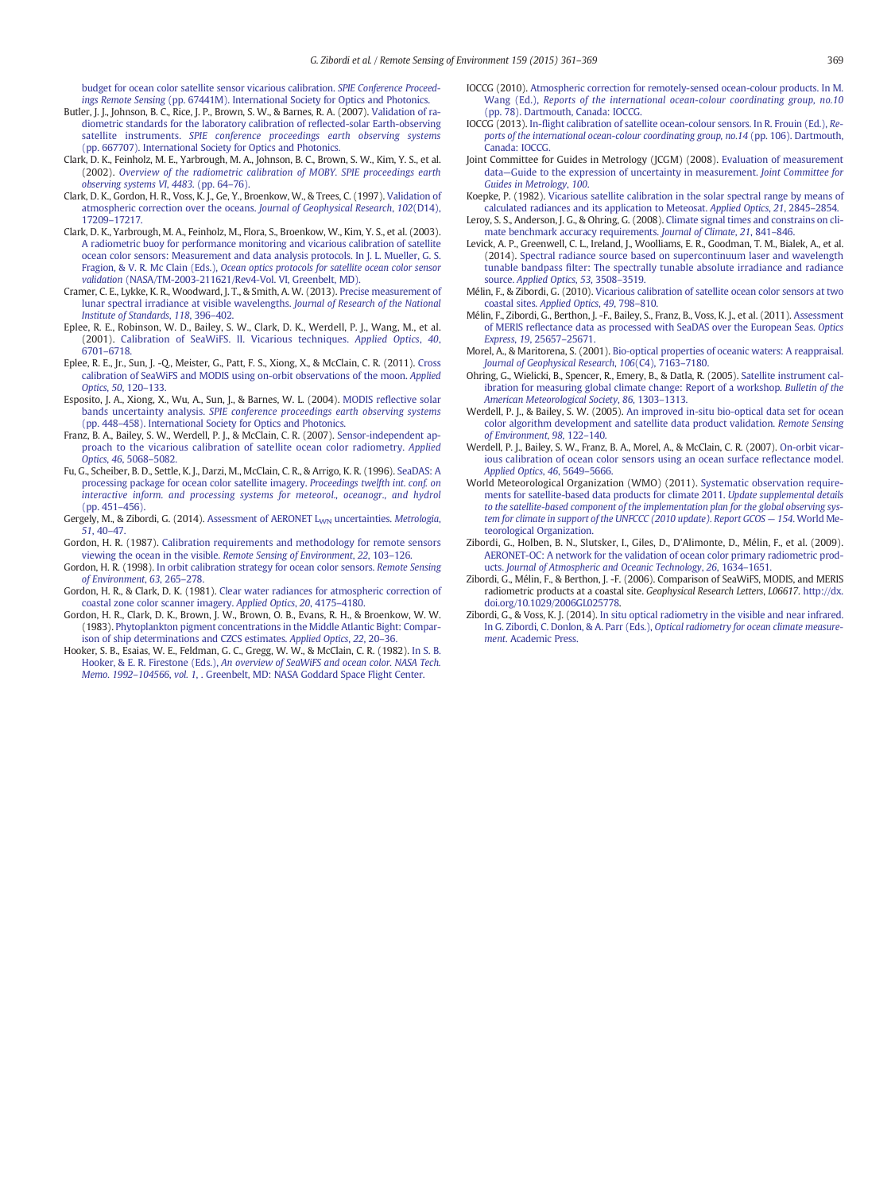budget for ocean color satellite sensor vicarious calibration. *SPIE Conference Proceedings Remote Sensing* (pp. 67441M). International Society for Optics and Photonics.

Butler, J. J., Johnson, B. C., Rice, J. P., Brown, S. W., & Barnes, R. A. (2007). Validation of radiometric standards for the laboratory calibration of reflected-solar Earth-observing satellite instruments. *SPIE conference proceedings earth observing systems* (pp. 667707). International Society for Optics and Photonics.

Clark, D. K., Feinholz, M. E., Yarbrough, M. A., Johnson, B. C., Brown, S. W., Kim, Y. S., et al. (2002). *Overview of the radiometric calibration of MOBY. SPIE proceedings earth observing systems VI, 4483.* (pp. 64–76).

Clark, D. K., Gordon, H. R., Voss, K. J., Ge, Y., Broenkow, W., & Trees, C. (1997). Validation of atmospheric correction over the oceans. *Journal of Geophysical Research*, *102*(D14), 17209–17217.

Clark, D. K., Yarbrough, M. A., Feinholz, M., Flora, S., Broenkow, W., Kim, Y. S., et al. (2003). A radiometric buoy for performance monitoring and vicarious calibration of satellite ocean color sensors: Measurement and data analysis protocols. In J. L. Mueller, G. S. Fragion, & V. R. Mc Clain (Eds.), *Ocean optics protocols for satellite ocean color sensor validation* (NASA/TM-2003-211621/Rev4-Vol. VI, Greenbelt, MD).

Cramer, C. E., Lykke, K. R., Woodward, J. T., & Smith, A. W. (2013). Precise measurement of lunar spectral irradiance at visible wavelengths. *Journal of Research of the National Institute of Standards*, *118*, 396–402.

Eplee, R. E., Robinson, W. D., Bailey, S. W., Clark, D. K., Werdell, P. J., Wang, M., et al. (2001). Calibration of SeaWiFS. II. Vicarious techniques. *Applied Optics*, *40*, 6701–6718.

Eplee, R. E., Jr., Sun, J. -Q., Meister, G., Patt, F. S., Xiong, X., & McClain, C. R. (2011). Cross calibration of SeaWiFS and MODIS using on-orbit observations of the moon. *Applied Optics*, *50*, 120–133.

Esposito, J. A., Xiong, X., Wu, A., Sun, J., & Barnes, W. L. (2004). MODIS reflective solar bands uncertainty analysis. *SPIE conference proceedings earth observing systems* (pp. 448–458). International Society for Optics and Photonics.

Franz, B. A., Bailey, S. W., Werdell, P. J., & McClain, C. R. (2007). Sensor-independent approach to the vicarious calibration of satellite ocean color radiometry. *Applied Optics*, *46*, 5068–5082.

Fu, G., Scheiber, B. D., Settle, K. J., Darzi, M., McClain, C. R., & Arrigo, K. R. (1996). SeaDAS: A processing package for ocean color satellite imagery. *Proceedings twelfth int. conf. on interactive inform. and processing systems for meteorol., oceanogr., and hydrol* (pp. 451–456).

Gergely, M., & Zibordi, G. (2014). Assessment of AERONET $L_{WN}$ uncertainties. *Metrologia*, *51*, 40–47.

Gordon, H. R. (1987). Calibration requirements and methodology for remote sensors viewing the ocean in the visible. *Remote Sensing of Environment*, *22*, 103–126.

Gordon, H. R. (1998). In orbit calibration strategy for ocean color sensors. *Remote Sensing of Environment*, *63*, 265–278.

Gordon, H. R., & Clark, D. K. (1981). Clear water radiances for atmospheric correction of coastal zone color scanner imagery. *Applied Optics*, *20*, 4175–4180.

Gordon, H. R., Clark, D. K., Brown, J. W., Brown, O. B., Evans, R. H., & Broenkow, W. W. (1983). Phytoplankton pigment concentrations in the Middle Atlantic Bight: Comparison of ship determinations and CZCS estimates. *Applied Optics*, *22*, 20–36.

Hooker, S. B., Esaias, W. E., Feldman, G. C., Gregg, W. W., & McClain, C. R. (1982). In S. B. Hooker, & E. R. Firestone (Eds.), *An overview of SeaWiFS and ocean color. NASA Tech. Memo. 1992–104566, vol. 1*, . Greenbelt, MD: NASA Goddard Space Flight Center.

IOCCG (2010). Atmospheric correction for remotely-sensed ocean-colour products. In M. Wang (Ed.), *Reports of the international ocean-colour coordinating group, no.10* (pp. 78). Dartmouth, Canada: IOCCG.

IOCCG (2013). In-flight calibration of satellite ocean-colour sensors. In R. Frouin (Ed.), *Reports of the international ocean-colour coordinating group, no.14* (pp. 106). Dartmouth, Canada: IOCCG.

Joint Committee for Guides in Metrology (JCGM) (2008). Evaluation of measurement data—Guide to the expression of uncertainty in measurement. *Joint Committee for Guides in Metrology*, *100*.

Koepke, P. (1982). Vicarious satellite calibration in the solar spectral range by means of calculated radiances and its application to Meteosat. *Applied Optics*, *21*, 2845–2854.

Leroy, S. S., Anderson, J. G., & Ohring, G. (2008). Climate signal times and constrains on climate benchmark accuracy requirements. *Journal of Climate*, *21*, 841–846.

Levick, A. P., Greenwell, C. L., Ireland, J., Woolliams, E. R., Goodman, T. M., Bialek, A., et al. (2014). Spectral radiance source based on supercontinuum laser and wavelength tunable bandpass filter: The spectrally tunable absolute irradiance and radiance source. *Applied Optics*, *53*, 3508–3519.

Mélin, F., & Zibordi, G. (2010). Vicarious calibration of satellite ocean color sensors at two coastal sites. *Applied Optics*, *49*, 798–810.

Mélin, F., Zibordi, G., Berthon, J. -F., Bailey, S., Franz, B., Voss, K. J., et al. (2011). Assessment of MERIS reflectance data as processed with SeaDAS over the European Seas. *Optics Express*, *19*, 25657–25671.

Morel, A., & Maritorena, S. (2001). Bio-optical properties of oceanic waters: A reappraisal. *Journal of Geophysical Research*, *106*(C4), 7163–7180.

Ohring, G., Wielicki, B., Spencer, R., Emery, B., & Datla, R. (2005). Satellite instrument calibration for measuring global climate change: Report of a workshop. *Bulletin of the American Meteorological Society*, *86*, 1303–1313.

Werdell, P. J., & Bailey, S. W. (2005). An improved in-situ bio-optical data set for ocean color algorithm development and satellite data product validation. *Remote Sensing of Environment*, *98*, 122–140.

Werdell, P. J., Bailey, S. W., Franz, B. A., Morel, A., & McClain, C. R. (2007). On-orbit vicarious calibration of ocean color sensors using an ocean surface reflectance model. *Applied Optics*, *46*, 5649–5666.

World Meteorological Organization (WMO) (2011). Systematic observation requirements for satellite-based data products for climate 2011. *Update supplemental details to the satellite-based component of the implementation plan for the global observing system for climate in support of the UNFCCC (2010 update). Report GCOS — 154*. World Meteorological Organization.

Zibordi, G., Holben, B. N., Slutsker, I., Giles, D., D'Alimonte, D., Mélin, F., et al. (2009). AERONET-OC: A network for the validation of ocean color primary radiometric products. *Journal of Atmospheric and Oceanic Technology*, *26*, 1634–1651.

Zibordi, G., Mélin, F., & Berthon, J. -F. (2006). Comparison of SeaWiFS, MODIS, and MERIS radiometric products at a coastal site. *Geophysical Research Letters*, *L06617*. http://dx.doi.org/10.1029/2006GL025778.

Zibordi, G., & Voss, K. J. (2014). In situ optical radiometry in the visible and near infrared. In G. Zibordi, C. Donlon, & A. Parr (Eds.), *Optical radiometry for ocean climate measurement*. Academic Press.